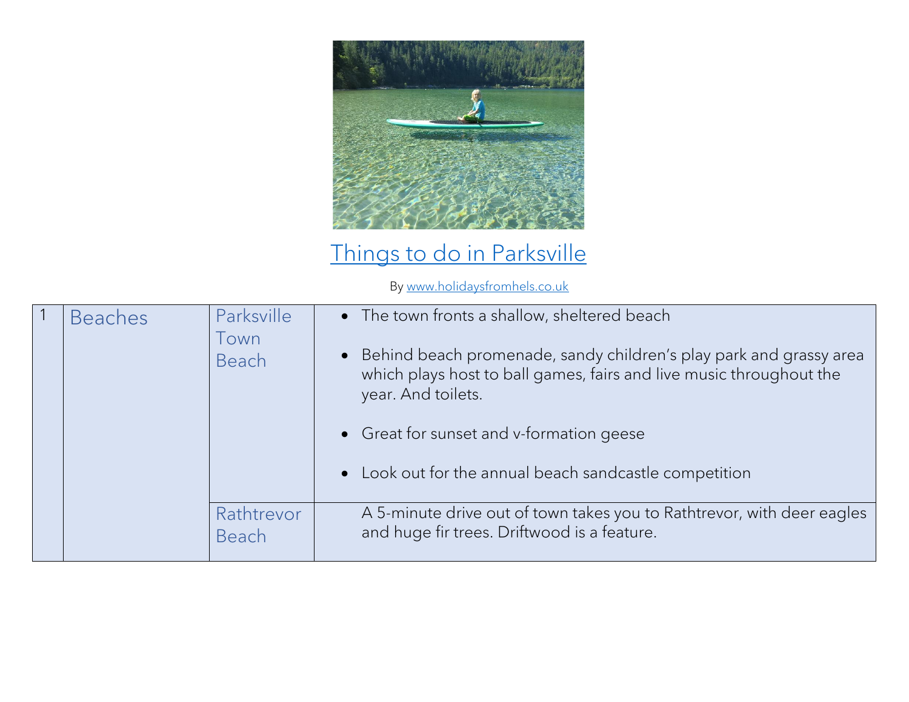# [Things to do in Parksville](http://www.holidaysfromhels.co.uk)

By [www.holidaysfromhels.co.uk](http://www.holidaysfromhels.co.uk)

| | | | |
|---|---|---|---|
| 1 | Beaches | Parksville Town Beach | • The town fronts a shallow, sheltered beach<br>• Behind beach promenade, sandy children's play park and grassy area which plays host to ball games, fairs and live music throughout the year. And toilets.<br>• Great for sunset and v-formation geese<br>• Look out for the annual beach sandcastle competition |
| | | Rathtrevor Beach | A 5-minute drive out of town takes you to Rathtrevor, with deer eagles and huge fir trees. Driftwood is a feature. |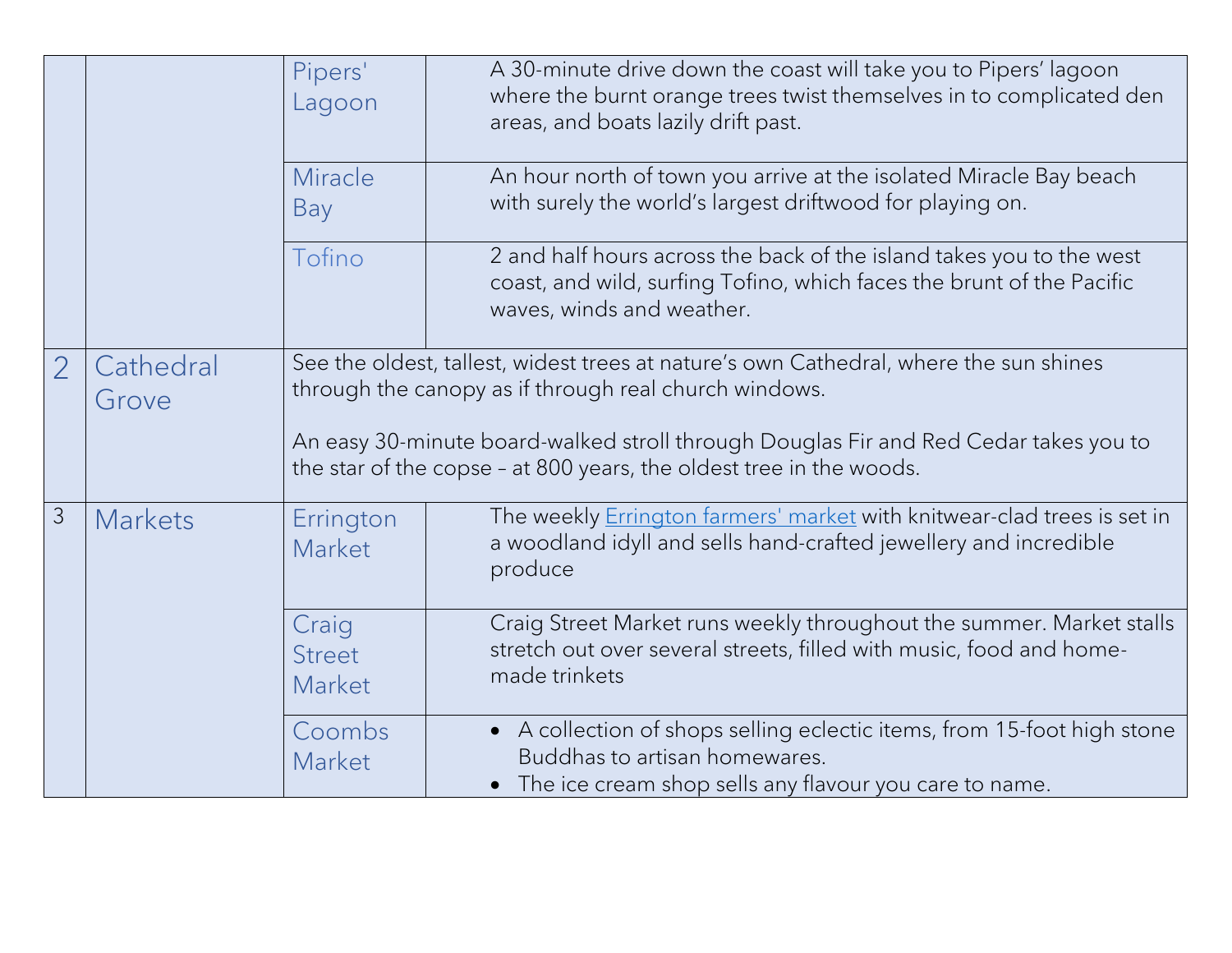| | | | |
|---|---|---|---|
| | | Pipers' Lagoon | A 30-minute drive down the coast will take you to Pipers' lagoon where the burnt orange trees twist themselves in to complicated den areas, and boats lazily drift past. |
| | | Miracle Bay | An hour north of town you arrive at the isolated Miracle Bay beach with surely the world's largest driftwood for playing on. |
| | | Tofino | 2 and half hours across the back of the island takes you to the west coast, and wild, surfing Tofino, which faces the brunt of the Pacific waves, winds and weather. |
| 2 | Cathedral Grove | See the oldest, tallest, widest trees at nature's own Cathedral, where the sun shines through the canopy as if through real church windows.<br><br>An easy 30-minute board-walked stroll through Douglas Fir and Red Cedar takes you to the star of the copse – at 800 years, the oldest tree in the woods. | |
| 3 | Markets | Errington Market | The weekly [Errington farmers' market] with knitwear-clad trees is set in a woodland idyll and sells hand-crafted jewellery and incredible produce |
| | | Craig Street Market | Craig Street Market runs weekly throughout the summer. Market stalls stretch out over several streets, filled with music, food and home-made trinkets |
| | | Coombs Market | • A collection of shops selling eclectic items, from 15-foot high stone Buddhas to artisan homewares.<br>• The ice cream shop sells any flavour you care to name. |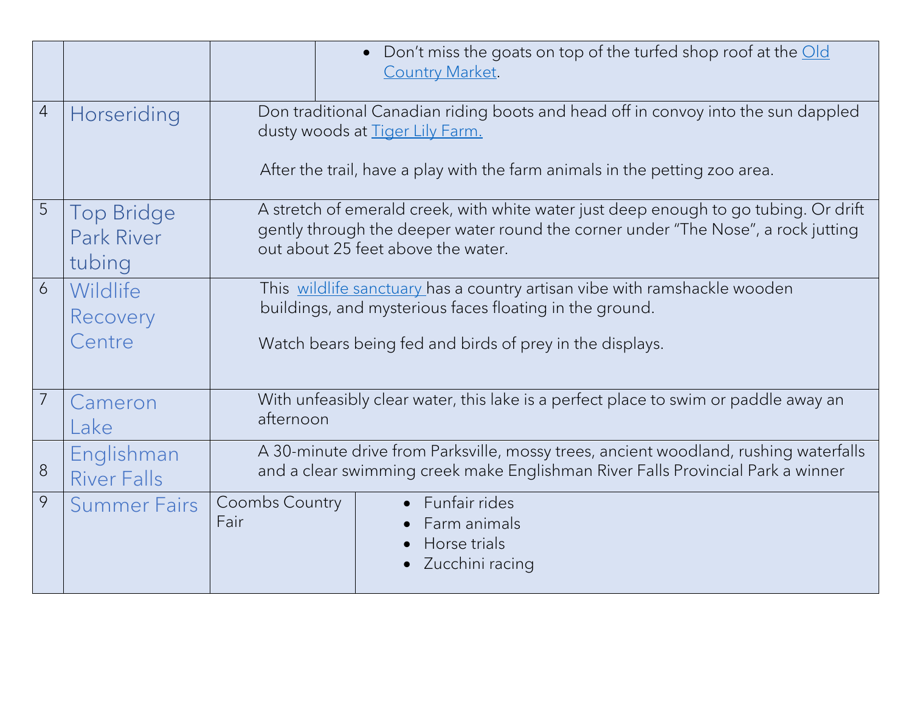| | | | |
|---|---|---|---|
| | | | • Don't miss the goats on top of the turfed shop roof at the Old Country Market. |
| 4 | Horseriding | Don traditional Canadian riding boots and head off in convoy into the sun dappled dusty woods at Tiger Lily Farm.<br><br>After the trail, have a play with the farm animals in the petting zoo area. | |
| 5 | Top Bridge Park River tubing | A stretch of emerald creek, with white water just deep enough to go tubing. Or drift gently through the deeper water round the corner under "The Nose", a rock jutting out about 25 feet above the water. | |
| 6 | Wildlife Recovery Centre | This wildlife sanctuary has a country artisan vibe with ramshackle wooden buildings, and mysterious faces floating in the ground.<br><br>Watch bears being fed and birds of prey in the displays. | |
| 7 | Cameron Lake | With unfeasibly clear water, this lake is a perfect place to swim or paddle away an afternoon | |
| 8 | Englishman River Falls | A 30-minute drive from Parksville, mossy trees, ancient woodland, rushing waterfalls and a clear swimming creek make Englishman River Falls Provincial Park a winner | |
| 9 | Summer Fairs | Coombs Country Fair | • Funfair rides<br>• Farm animals<br>• Horse trials<br>• Zucchini racing |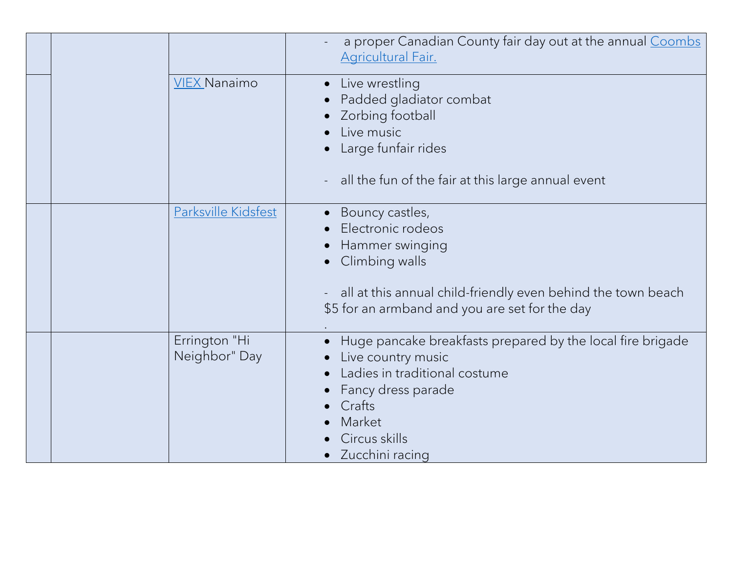| | | | |
|---|---|---|---|
| | | | - a proper Canadian County fair day out at the annual Coombs Agricultural Fair. |
| | | VIEX Nanaimo | • Live wrestling<br>• Padded gladiator combat<br>• Zorbing football<br>• Live music<br>• Large funfair rides<br><br>- all the fun of the fair at this large annual event |
| | | Parksville Kidsfest | • Bouncy castles,<br>• Electronic rodeos<br>• Hammer swinging<br>• Climbing walls<br><br>- all at this annual child-friendly even behind the town beach $5 for an armband and you are set for the day<br>. |
| | | Errington "Hi Neighbor" Day | • Huge pancake breakfasts prepared by the local fire brigade<br>• Live country music<br>• Ladies in traditional costume<br>• Fancy dress parade<br>• Crafts<br>• Market<br>• Circus skills<br>• Zucchini racing |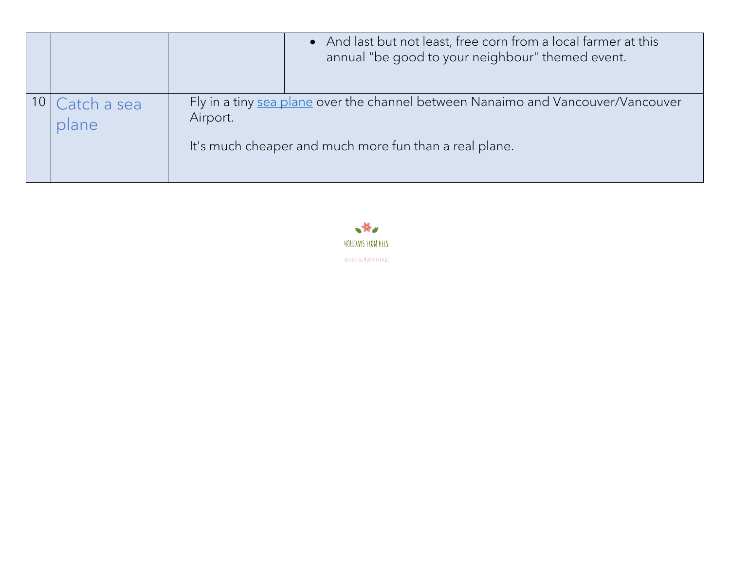| | | | |
|---|---|---|---|
| | | | • And last but not least, free corn from a local farmer at this annual "be good to your neighbour" themed event. |
| 10 | Catch a sea plane | Fly in a tiny sea plane over the channel between Nanaimo and Vancouver/Vancouver Airport.<br><br>It's much cheaper and much more fun than a real plane. | |

HOLIDAYS FROM HELS

ADVENTURES WITH MY FAMILY